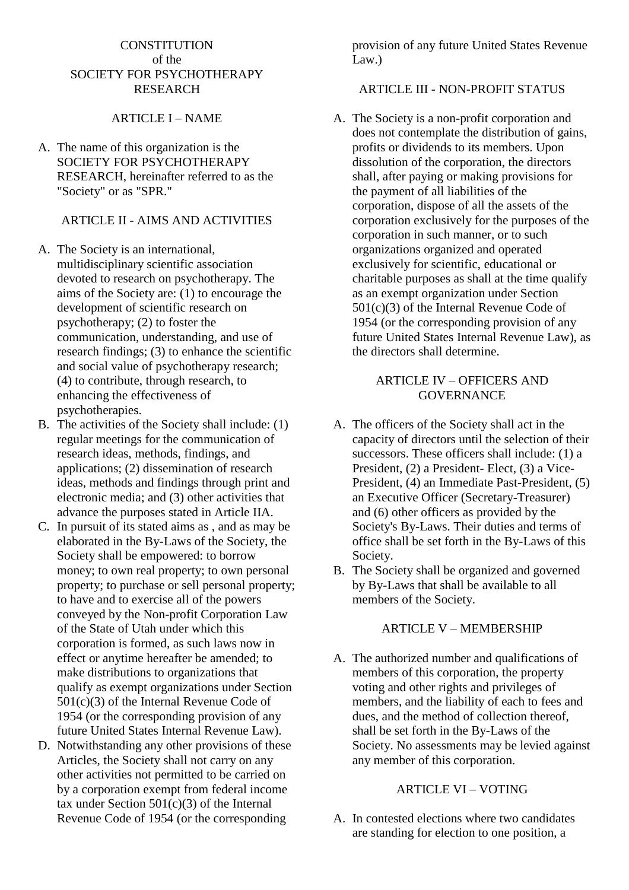# CONSTITUTION of the SOCIETY FOR PSYCHOTHERAPY RESEARCH

## ARTICLE I – NAME

A. The name of this organization is the SOCIETY FOR PSYCHOTHERAPY RESEARCH, hereinafter referred to as the "Society" or as "SPR."

## ARTICLE II - AIMS AND ACTIVITIES

A. The Society is an international, multidisciplinary scientific association devoted to research on psychotherapy. The aims of the Society are: (1) to encourage the development of scientific research on psychotherapy; (2) to foster the communication, understanding, and use of research findings; (3) to enhance the scientific and social value of psychotherapy research; (4) to contribute, through research, to enhancing the effectiveness of psychotherapies.
B. The activities of the Society shall include: (1) regular meetings for the communication of research ideas, methods, findings, and applications; (2) dissemination of research ideas, methods and findings through print and electronic media; and (3) other activities that advance the purposes stated in Article IIA.
C. In pursuit of its stated aims as , and as may be elaborated in the By-Laws of the Society, the Society shall be empowered: to borrow money; to own real property; to own personal property; to purchase or sell personal property; to have and to exercise all of the powers conveyed by the Non-profit Corporation Law of the State of Utah under which this corporation is formed, as such laws now in effect or anytime hereafter be amended; to make distributions to organizations that qualify as exempt organizations under Section 501(c)(3) of the Internal Revenue Code of 1954 (or the corresponding provision of any future United States Internal Revenue Law).
D. Notwithstanding any other provisions of these Articles, the Society shall not carry on any other activities not permitted to be carried on by a corporation exempt from federal income tax under Section 501(c)(3) of the Internal Revenue Code of 1954 (or the corresponding provision of any future United States Revenue Law.)

## ARTICLE III - NON-PROFIT STATUS

A. The Society is a non-profit corporation and does not contemplate the distribution of gains, profits or dividends to its members. Upon dissolution of the corporation, the directors shall, after paying or making provisions for the payment of all liabilities of the corporation, dispose of all the assets of the corporation exclusively for the purposes of the corporation in such manner, or to such organizations organized and operated exclusively for scientific, educational or charitable purposes as shall at the time qualify as an exempt organization under Section 501(c)(3) of the Internal Revenue Code of 1954 (or the corresponding provision of any future United States Internal Revenue Law), as the directors shall determine.

## ARTICLE IV – OFFICERS AND GOVERNANCE

A. The officers of the Society shall act in the capacity of directors until the selection of their successors. These officers shall include: (1) a President, (2) a President- Elect, (3) a Vice-President, (4) an Immediate Past-President, (5) an Executive Officer (Secretary-Treasurer) and (6) other officers as provided by the Society's By-Laws. Their duties and terms of office shall be set forth in the By-Laws of this Society.
B. The Society shall be organized and governed by By-Laws that shall be available to all members of the Society.

## ARTICLE V – MEMBERSHIP

A. The authorized number and qualifications of members of this corporation, the property voting and other rights and privileges of members, and the liability of each to fees and dues, and the method of collection thereof, shall be set forth in the By-Laws of the Society. No assessments may be levied against any member of this corporation.

## ARTICLE VI – VOTING

A. In contested elections where two candidates are standing for election to one position, a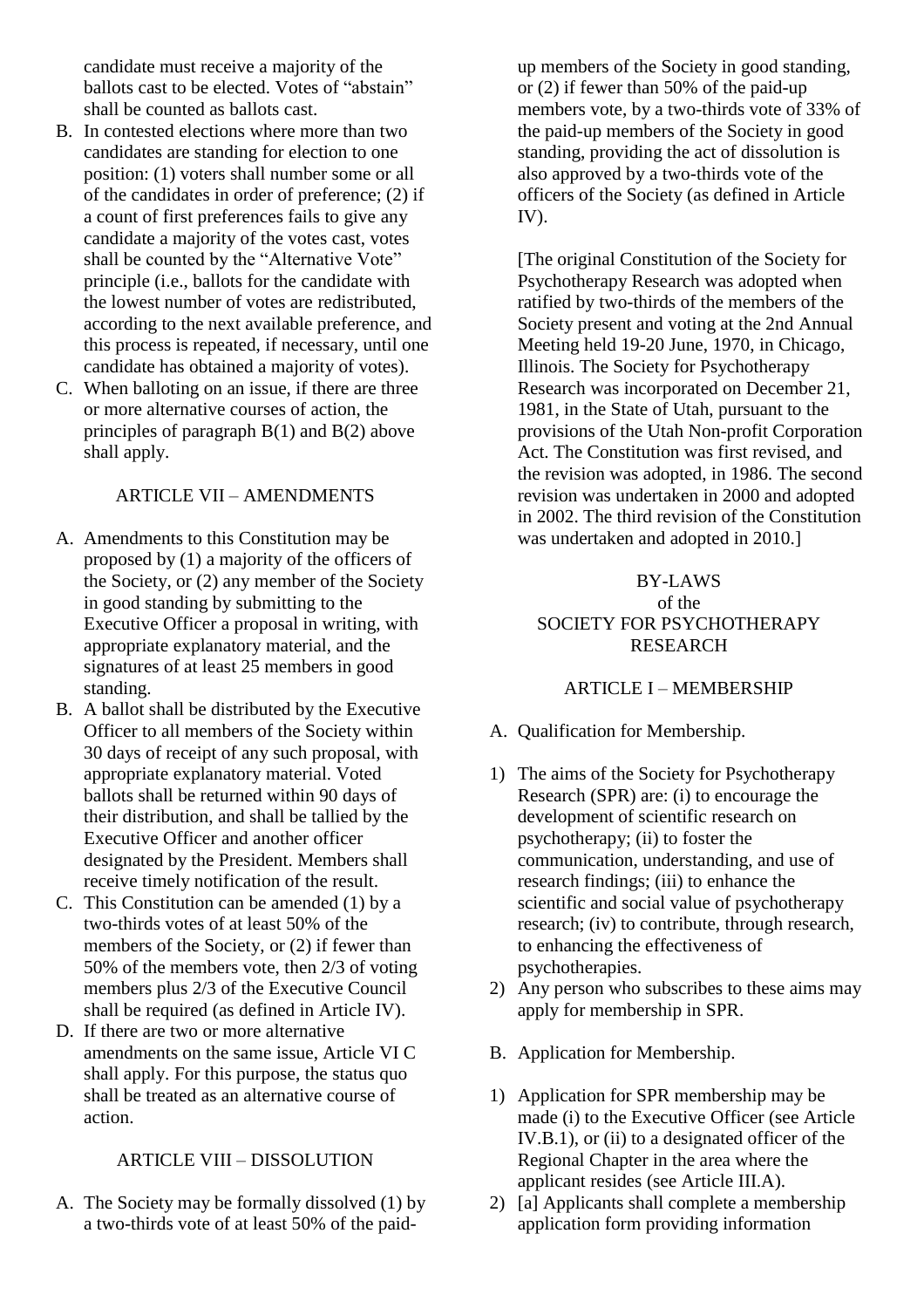candidate must receive a majority of the ballots cast to be elected. Votes of "abstain" shall be counted as ballots cast.

B. In contested elections where more than two candidates are standing for election to one position: (1) voters shall number some or all of the candidates in order of preference; (2) if a count of first preferences fails to give any candidate a majority of the votes cast, votes shall be counted by the "Alternative Vote" principle (i.e., ballots for the candidate with the lowest number of votes are redistributed, according to the next available preference, and this process is repeated, if necessary, until one candidate has obtained a majority of votes).
C. When balloting on an issue, if there are three or more alternative courses of action, the principles of paragraph B(1) and B(2) above shall apply.

## ARTICLE VII – AMENDMENTS

A. Amendments to this Constitution may be proposed by (1) a majority of the officers of the Society, or (2) any member of the Society in good standing by submitting to the Executive Officer a proposal in writing, with appropriate explanatory material, and the signatures of at least 25 members in good standing.
B. A ballot shall be distributed by the Executive Officer to all members of the Society within 30 days of receipt of any such proposal, with appropriate explanatory material. Voted ballots shall be returned within 90 days of their distribution, and shall be tallied by the Executive Officer and another officer designated by the President. Members shall receive timely notification of the result.
C. This Constitution can be amended (1) by a two-thirds votes of at least 50% of the members of the Society, or (2) if fewer than 50% of the members vote, then 2/3 of voting members plus 2/3 of the Executive Council shall be required (as defined in Article IV).
D. If there are two or more alternative amendments on the same issue, Article VI C shall apply. For this purpose, the status quo shall be treated as an alternative course of action.

## ARTICLE VIII – DISSOLUTION

A. The Society may be formally dissolved (1) by a two-thirds vote of at least 50% of the paid-up members of the Society in good standing, or (2) if fewer than 50% of the paid-up members vote, by a two-thirds vote of 33% of the paid-up members of the Society in good standing, providing the act of dissolution is also approved by a two-thirds vote of the officers of the Society (as defined in Article IV).

[The original Constitution of the Society for Psychotherapy Research was adopted when ratified by two-thirds of the members of the Society present and voting at the 2nd Annual Meeting held 19-20 June, 1970, in Chicago, Illinois. The Society for Psychotherapy Research was incorporated on December 21, 1981, in the State of Utah, pursuant to the provisions of the Utah Non-profit Corporation Act. The Constitution was first revised, and the revision was adopted, in 1986. The second revision was undertaken in 2000 and adopted in 2002. The third revision of the Constitution was undertaken and adopted in 2010.]

# BY-LAWS of the SOCIETY FOR PSYCHOTHERAPY RESEARCH

## ARTICLE I – MEMBERSHIP

A. Qualification for Membership.

1) The aims of the Society for Psychotherapy Research (SPR) are: (i) to encourage the development of scientific research on psychotherapy; (ii) to foster the communication, understanding, and use of research findings; (iii) to enhance the scientific and social value of psychotherapy research; (iv) to contribute, through research, to enhancing the effectiveness of psychotherapies.
2) Any person who subscribes to these aims may apply for membership in SPR.

B. Application for Membership.

1) Application for SPR membership may be made (i) to the Executive Officer (see Article IV.B.1), or (ii) to a designated officer of the Regional Chapter in the area where the applicant resides (see Article III.A).
2) [a] Applicants shall complete a membership application form providing information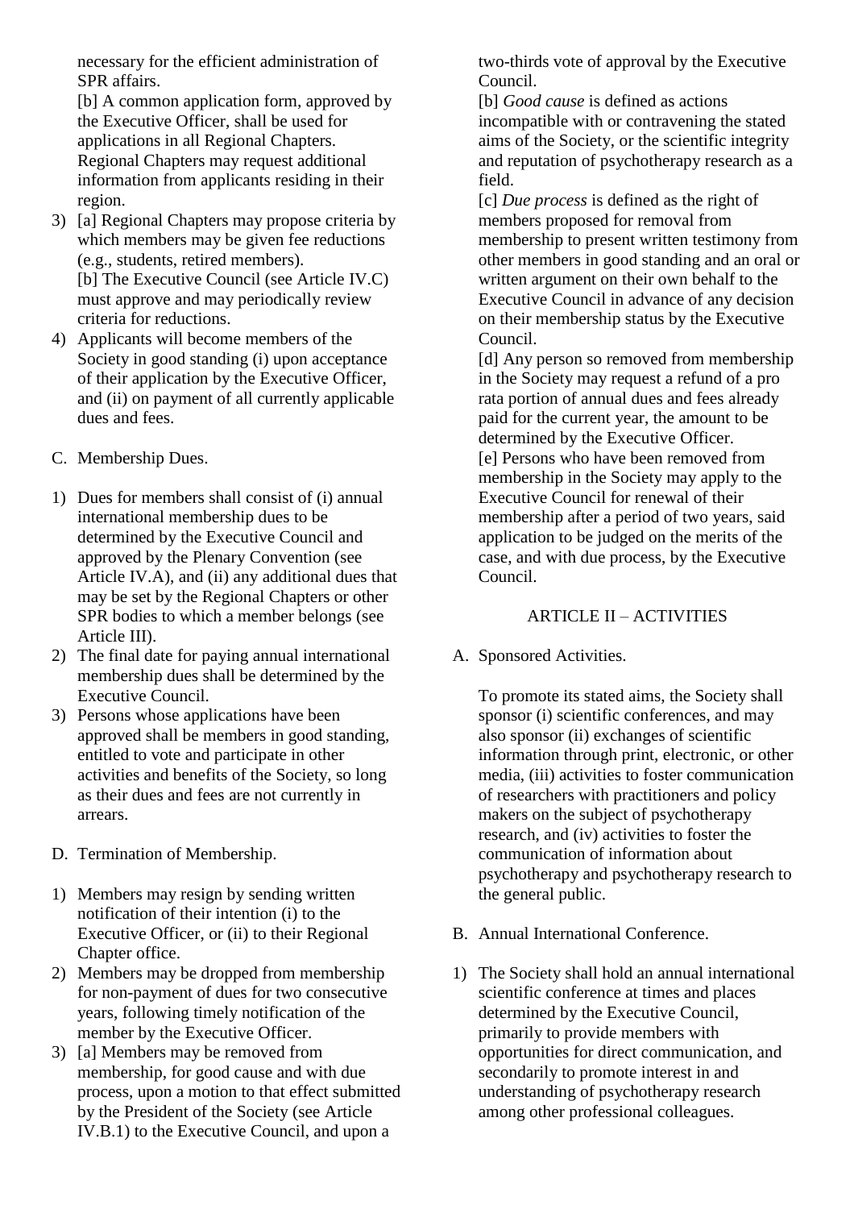necessary for the efficient administration of SPR affairs.

[b] A common application form, approved by the Executive Officer, shall be used for applications in all Regional Chapters. Regional Chapters may request additional information from applicants residing in their region.

3) [a] Regional Chapters may propose criteria by which members may be given fee reductions (e.g., students, retired members).
   [b] The Executive Council (see Article IV.C) must approve and may periodically review criteria for reductions.
4) Applicants will become members of the Society in good standing (i) upon acceptance of their application by the Executive Officer, and (ii) on payment of all currently applicable dues and fees.

C. Membership Dues.

1) Dues for members shall consist of (i) annual international membership dues to be determined by the Executive Council and approved by the Plenary Convention (see Article IV.A), and (ii) any additional dues that may be set by the Regional Chapters or other SPR bodies to which a member belongs (see Article III).
2) The final date for paying annual international membership dues shall be determined by the Executive Council.
3) Persons whose applications have been approved shall be members in good standing, entitled to vote and participate in other activities and benefits of the Society, so long as their dues and fees are not currently in arrears.

D. Termination of Membership.

1) Members may resign by sending written notification of their intention (i) to the Executive Officer, or (ii) to their Regional Chapter office.
2) Members may be dropped from membership for non-payment of dues for two consecutive years, following timely notification of the member by the Executive Officer.
3) [a] Members may be removed from membership, for good cause and with due process, upon a motion to that effect submitted by the President of the Society (see Article IV.B.1) to the Executive Council, and upon a two-thirds vote of approval by the Executive Council.
   [b] *Good cause* is defined as actions incompatible with or contravening the stated aims of the Society, or the scientific integrity and reputation of psychotherapy research as a field.
   [c] *Due process* is defined as the right of members proposed for removal from membership to present written testimony from other members in good standing and an oral or written argument on their own behalf to the Executive Council in advance of any decision on their membership status by the Executive Council.
   [d] Any person so removed from membership in the Society may request a refund of a pro rata portion of annual dues and fees already paid for the current year, the amount to be determined by the Executive Officer.
   [e] Persons who have been removed from membership in the Society may apply to the Executive Council for renewal of their membership after a period of two years, said application to be judged on the merits of the case, and with due process, by the Executive Council.

## ARTICLE II – ACTIVITIES

A. Sponsored Activities.

To promote its stated aims, the Society shall sponsor (i) scientific conferences, and may also sponsor (ii) exchanges of scientific information through print, electronic, or other media, (iii) activities to foster communication of researchers with practitioners and policy makers on the subject of psychotherapy research, and (iv) activities to foster the communication of information about psychotherapy and psychotherapy research to the general public.

B. Annual International Conference.

1) The Society shall hold an annual international scientific conference at times and places determined by the Executive Council, primarily to provide members with opportunities for direct communication, and secondarily to promote interest in and understanding of psychotherapy research among other professional colleagues.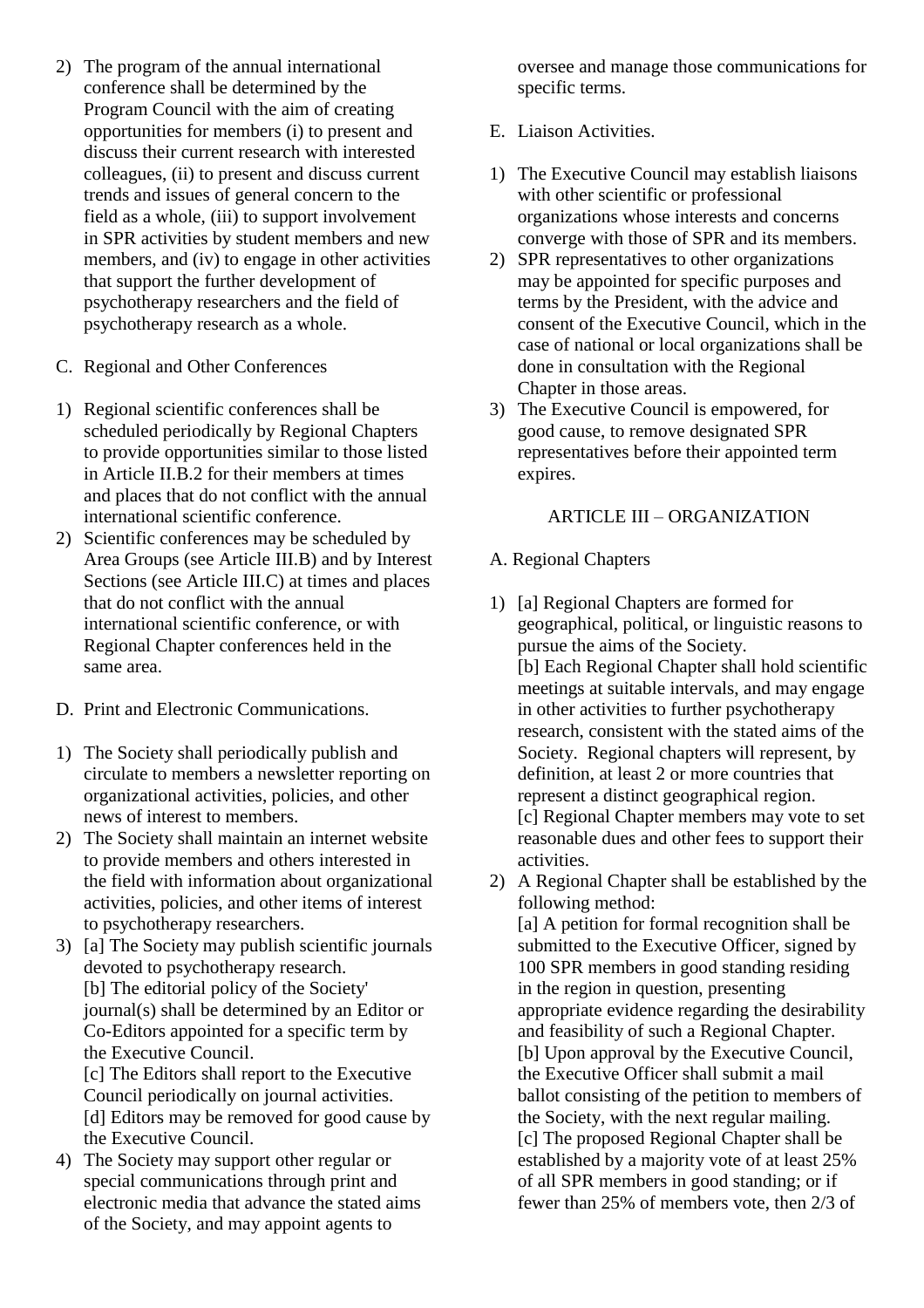2) The program of the annual international conference shall be determined by the Program Council with the aim of creating opportunities for members (i) to present and discuss their current research with interested colleagues, (ii) to present and discuss current trends and issues of general concern to the field as a whole, (iii) to support involvement in SPR activities by student members and new members, and (iv) to engage in other activities that support the further development of psychotherapy researchers and the field of psychotherapy research as a whole.

C. Regional and Other Conferences

1) Regional scientific conferences shall be scheduled periodically by Regional Chapters to provide opportunities similar to those listed in Article II.B.2 for their members at times and places that do not conflict with the annual international scientific conference.
2) Scientific conferences may be scheduled by Area Groups (see Article III.B) and by Interest Sections (see Article III.C) at times and places that do not conflict with the annual international scientific conference, or with Regional Chapter conferences held in the same area.

D. Print and Electronic Communications.

1) The Society shall periodically publish and circulate to members a newsletter reporting on organizational activities, policies, and other news of interest to members.
2) The Society shall maintain an internet website to provide members and others interested in the field with information about organizational activities, policies, and other items of interest to psychotherapy researchers.
3) [a] The Society may publish scientific journals devoted to psychotherapy research.
[b] The editorial policy of the Society' journal(s) shall be determined by an Editor or Co-Editors appointed for a specific term by the Executive Council.
[c] The Editors shall report to the Executive Council periodically on journal activities.
[d] Editors may be removed for good cause by the Executive Council.
4) The Society may support other regular or special communications through print and electronic media that advance the stated aims of the Society, and may appoint agents to oversee and manage those communications for specific terms.

E. Liaison Activities.

1) The Executive Council may establish liaisons with other scientific or professional organizations whose interests and concerns converge with those of SPR and its members.
2) SPR representatives to other organizations may be appointed for specific purposes and terms by the President, with the advice and consent of the Executive Council, which in the case of national or local organizations shall be done in consultation with the Regional Chapter in those areas.
3) The Executive Council is empowered, for good cause, to remove designated SPR representatives before their appointed term expires.

## ARTICLE III – ORGANIZATION

A. Regional Chapters

1) [a] Regional Chapters are formed for geographical, political, or linguistic reasons to pursue the aims of the Society.
[b] Each Regional Chapter shall hold scientific meetings at suitable intervals, and may engage in other activities to further psychotherapy research, consistent with the stated aims of the Society. Regional chapters will represent, by definition, at least 2 or more countries that represent a distinct geographical region.
[c] Regional Chapter members may vote to set reasonable dues and other fees to support their activities.
2) A Regional Chapter shall be established by the following method:
[a] A petition for formal recognition shall be submitted to the Executive Officer, signed by 100 SPR members in good standing residing in the region in question, presenting appropriate evidence regarding the desirability and feasibility of such a Regional Chapter.
[b] Upon approval by the Executive Council, the Executive Officer shall submit a mail ballot consisting of the petition to members of the Society, with the next regular mailing.
[c] The proposed Regional Chapter shall be established by a majority vote of at least 25% of all SPR members in good standing; or if fewer than 25% of members vote, then 2/3 of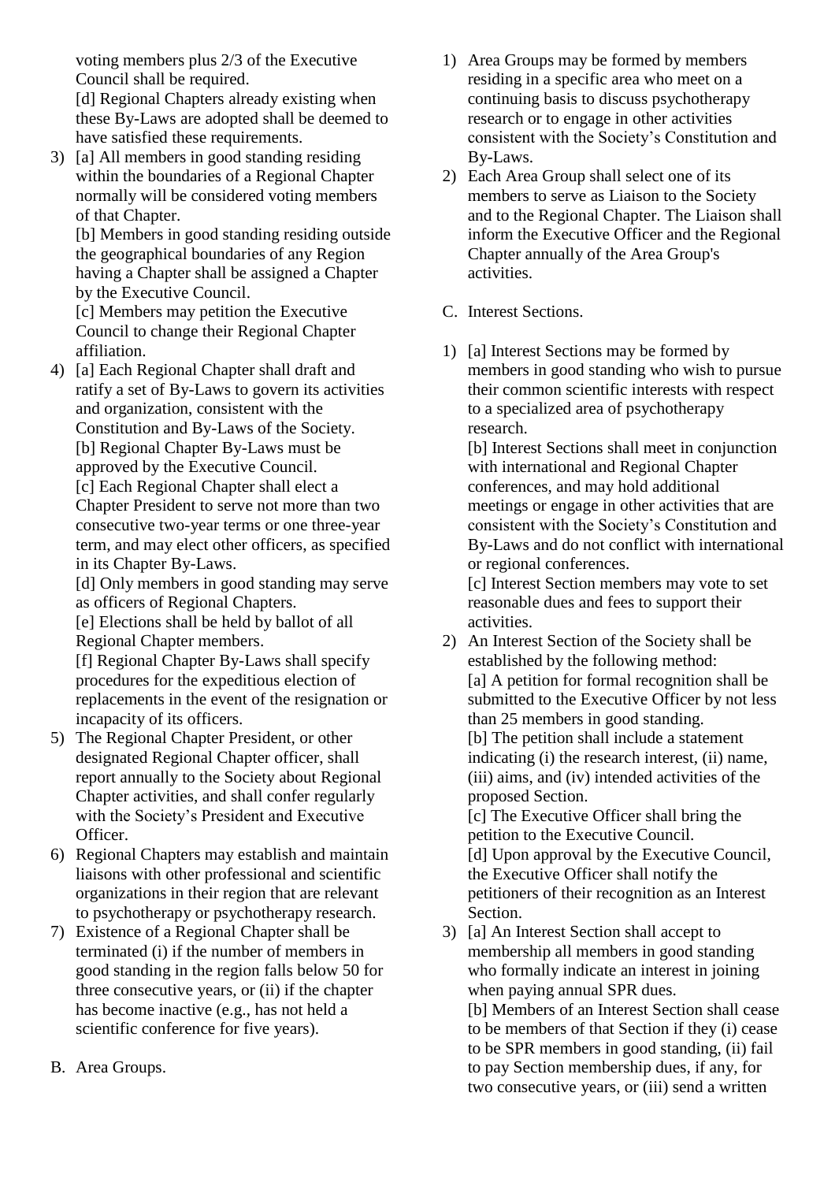voting members plus 2/3 of the Executive Council shall be required.
[d] Regional Chapters already existing when these By-Laws are adopted shall be deemed to have satisfied these requirements.

3) [a] All members in good standing residing within the boundaries of a Regional Chapter normally will be considered voting members of that Chapter.
[b] Members in good standing residing outside the geographical boundaries of any Region having a Chapter shall be assigned a Chapter by the Executive Council.
[c] Members may petition the Executive Council to change their Regional Chapter affiliation.

4) [a] Each Regional Chapter shall draft and ratify a set of By-Laws to govern its activities and organization, consistent with the Constitution and By-Laws of the Society.
[b] Regional Chapter By-Laws must be approved by the Executive Council.
[c] Each Regional Chapter shall elect a Chapter President to serve not more than two consecutive two-year terms or one three-year term, and may elect other officers, as specified in its Chapter By-Laws.
[d] Only members in good standing may serve as officers of Regional Chapters.
[e] Elections shall be held by ballot of all Regional Chapter members.
[f] Regional Chapter By-Laws shall specify procedures for the expeditious election of replacements in the event of the resignation or incapacity of its officers.

5) The Regional Chapter President, or other designated Regional Chapter officer, shall report annually to the Society about Regional Chapter activities, and shall confer regularly with the Society's President and Executive Officer.

6) Regional Chapters may establish and maintain liaisons with other professional and scientific organizations in their region that are relevant to psychotherapy or psychotherapy research.

7) Existence of a Regional Chapter shall be terminated (i) if the number of members in good standing in the region falls below 50 for three consecutive years, or (ii) if the chapter has become inactive (e.g., has not held a scientific conference for five years).

B. Area Groups.

1) Area Groups may be formed by members residing in a specific area who meet on a continuing basis to discuss psychotherapy research or to engage in other activities consistent with the Society's Constitution and By-Laws.

2) Each Area Group shall select one of its members to serve as Liaison to the Society and to the Regional Chapter. The Liaison shall inform the Executive Officer and the Regional Chapter annually of the Area Group's activities.

C. Interest Sections.

1) [a] Interest Sections may be formed by members in good standing who wish to pursue their common scientific interests with respect to a specialized area of psychotherapy research.
[b] Interest Sections shall meet in conjunction with international and Regional Chapter conferences, and may hold additional meetings or engage in other activities that are consistent with the Society's Constitution and By-Laws and do not conflict with international or regional conferences.
[c] Interest Section members may vote to set reasonable dues and fees to support their activities.

2) An Interest Section of the Society shall be established by the following method:
[a] A petition for formal recognition shall be submitted to the Executive Officer by not less than 25 members in good standing.
[b] The petition shall include a statement indicating (i) the research interest, (ii) name, (iii) aims, and (iv) intended activities of the proposed Section.
[c] The Executive Officer shall bring the petition to the Executive Council.
[d] Upon approval by the Executive Council, the Executive Officer shall notify the petitioners of their recognition as an Interest Section.

3) [a] An Interest Section shall accept to membership all members in good standing who formally indicate an interest in joining when paying annual SPR dues.
[b] Members of an Interest Section shall cease to be members of that Section if they (i) cease to be SPR members in good standing, (ii) fail to pay Section membership dues, if any, for two consecutive years, or (iii) send a written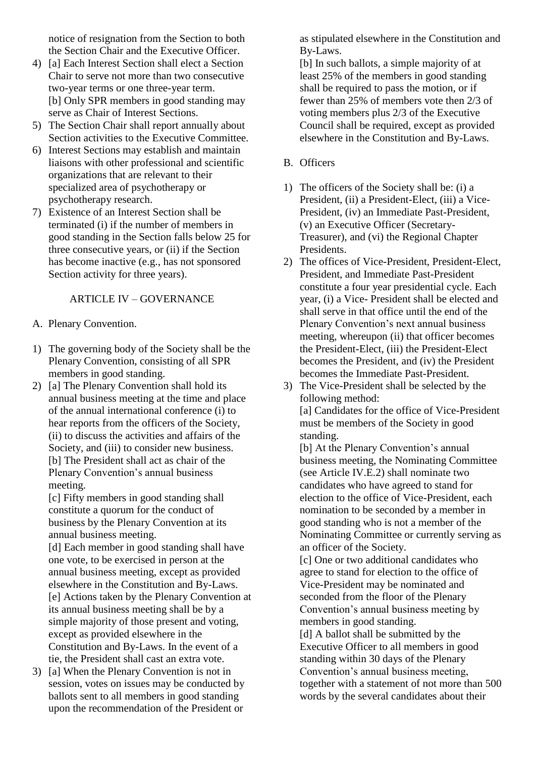notice of resignation from the Section to both the Section Chair and the Executive Officer.

4) [a] Each Interest Section shall elect a Section Chair to serve not more than two consecutive two-year terms or one three-year term.
   [b] Only SPR members in good standing may serve as Chair of Interest Sections.
5) The Section Chair shall report annually about Section activities to the Executive Committee.
6) Interest Sections may establish and maintain liaisons with other professional and scientific organizations that are relevant to their specialized area of psychotherapy or psychotherapy research.
7) Existence of an Interest Section shall be terminated (i) if the number of members in good standing in the Section falls below 25 for three consecutive years, or (ii) if the Section has become inactive (e.g., has not sponsored Section activity for three years).

## ARTICLE IV – GOVERNANCE

A. Plenary Convention.

1) The governing body of the Society shall be the Plenary Convention, consisting of all SPR members in good standing.
2) [a] The Plenary Convention shall hold its annual business meeting at the time and place of the annual international conference (i) to hear reports from the officers of the Society, (ii) to discuss the activities and affairs of the Society, and (iii) to consider new business.
   [b] The President shall act as chair of the Plenary Convention's annual business meeting.
   [c] Fifty members in good standing shall constitute a quorum for the conduct of business by the Plenary Convention at its annual business meeting.
   [d] Each member in good standing shall have one vote, to be exercised in person at the annual business meeting, except as provided elsewhere in the Constitution and By-Laws.
   [e] Actions taken by the Plenary Convention at its annual business meeting shall be by a simple majority of those present and voting, except as provided elsewhere in the Constitution and By-Laws. In the event of a tie, the President shall cast an extra vote.
3) [a] When the Plenary Convention is not in session, votes on issues may be conducted by ballots sent to all members in good standing upon the recommendation of the President or as stipulated elsewhere in the Constitution and By-Laws.
   [b] In such ballots, a simple majority of at least 25% of the members in good standing shall be required to pass the motion, or if fewer than 25% of members vote then 2/3 of voting members plus 2/3 of the Executive Council shall be required, except as provided elsewhere in the Constitution and By-Laws.

B. Officers

1) The officers of the Society shall be: (i) a President, (ii) a President-Elect, (iii) a Vice-President, (iv) an Immediate Past-President, (v) an Executive Officer (Secretary-Treasurer), and (vi) the Regional Chapter Presidents.
2) The offices of Vice-President, President-Elect, President, and Immediate Past-President constitute a four year presidential cycle. Each year, (i) a Vice- President shall be elected and shall serve in that office until the end of the Plenary Convention's next annual business meeting, whereupon (ii) that officer becomes the President-Elect, (iii) the President-Elect becomes the President, and (iv) the President becomes the Immediate Past-President.
3) The Vice-President shall be selected by the following method:
   [a] Candidates for the office of Vice-President must be members of the Society in good standing.
   [b] At the Plenary Convention's annual business meeting, the Nominating Committee (see Article IV.E.2) shall nominate two candidates who have agreed to stand for election to the office of Vice-President, each nomination to be seconded by a member in good standing who is not a member of the Nominating Committee or currently serving as an officer of the Society.
   [c] One or two additional candidates who agree to stand for election to the office of Vice-President may be nominated and seconded from the floor of the Plenary Convention's annual business meeting by members in good standing.
   [d] A ballot shall be submitted by the Executive Officer to all members in good standing within 30 days of the Plenary Convention's annual business meeting, together with a statement of not more than 500 words by the several candidates about their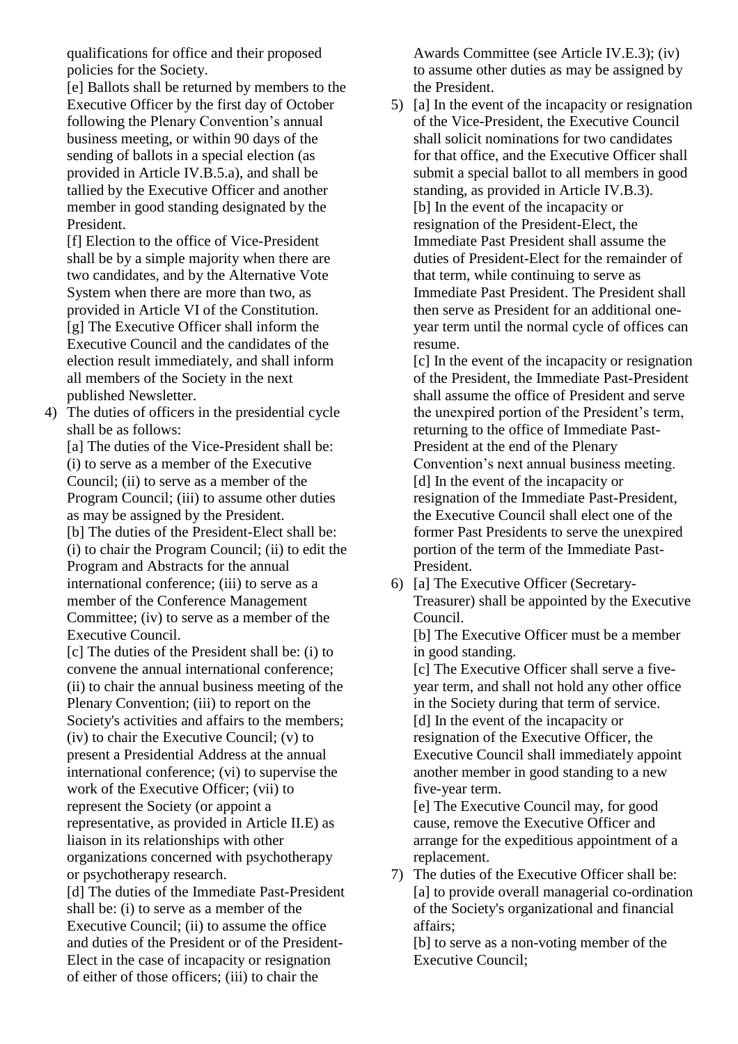qualifications for office and their proposed policies for the Society.

[e] Ballots shall be returned by members to the Executive Officer by the first day of October following the Plenary Convention's annual business meeting, or within 90 days of the sending of ballots in a special election (as provided in Article IV.B.5.a), and shall be tallied by the Executive Officer and another member in good standing designated by the President.

[f] Election to the office of Vice-President shall be by a simple majority when there are two candidates, and by the Alternative Vote System when there are more than two, as provided in Article VI of the Constitution.

[g] The Executive Officer shall inform the Executive Council and the candidates of the election result immediately, and shall inform all members of the Society in the next published Newsletter.

4) The duties of officers in the presidential cycle shall be as follows:

   [a] The duties of the Vice-President shall be: (i) to serve as a member of the Executive Council; (ii) to serve as a member of the Program Council; (iii) to assume other duties as may be assigned by the President.

   [b] The duties of the President-Elect shall be: (i) to chair the Program Council; (ii) to edit the Program and Abstracts for the annual international conference; (iii) to serve as a member of the Conference Management Committee; (iv) to serve as a member of the Executive Council.

   [c] The duties of the President shall be: (i) to convene the annual international conference; (ii) to chair the annual business meeting of the Plenary Convention; (iii) to report on the Society's activities and affairs to the members; (iv) to chair the Executive Council; (v) to present a Presidential Address at the annual international conference; (vi) to supervise the work of the Executive Officer; (vii) to represent the Society (or appoint a representative, as provided in Article II.E) as liaison in its relationships with other organizations concerned with psychotherapy or psychotherapy research.

   [d] The duties of the Immediate Past-President shall be: (i) to serve as a member of the Executive Council; (ii) to assume the office and duties of the President or of the President-Elect in the case of incapacity or resignation of either of those officers; (iii) to chair the Awards Committee (see Article IV.E.3); (iv) to assume other duties as may be assigned by the President.

5) [a] In the event of the incapacity or resignation of the Vice-President, the Executive Council shall solicit nominations for two candidates for that office, and the Executive Officer shall submit a special ballot to all members in good standing, as provided in Article IV.B.3).

   [b] In the event of the incapacity or resignation of the President-Elect, the Immediate Past President shall assume the duties of President-Elect for the remainder of that term, while continuing to serve as Immediate Past President. The President shall then serve as President for an additional one-year term until the normal cycle of offices can resume.

   [c] In the event of the incapacity or resignation of the President, the Immediate Past-President shall assume the office of President and serve the unexpired portion of the President's term, returning to the office of Immediate Past-President at the end of the Plenary Convention's next annual business meeting.

   [d] In the event of the incapacity or resignation of the Immediate Past-President, the Executive Council shall elect one of the former Past Presidents to serve the unexpired portion of the term of the Immediate Past-President.

6) [a] The Executive Officer (Secretary-Treasurer) shall be appointed by the Executive Council.

   [b] The Executive Officer must be a member in good standing.

   [c] The Executive Officer shall serve a five-year term, and shall not hold any other office in the Society during that term of service.

   [d] In the event of the incapacity or resignation of the Executive Officer, the Executive Council shall immediately appoint another member in good standing to a new five-year term.

   [e] The Executive Council may, for good cause, remove the Executive Officer and arrange for the expeditious appointment of a replacement.

7) The duties of the Executive Officer shall be:

   [a] to provide overall managerial co-ordination of the Society's organizational and financial affairs;

   [b] to serve as a non-voting member of the Executive Council;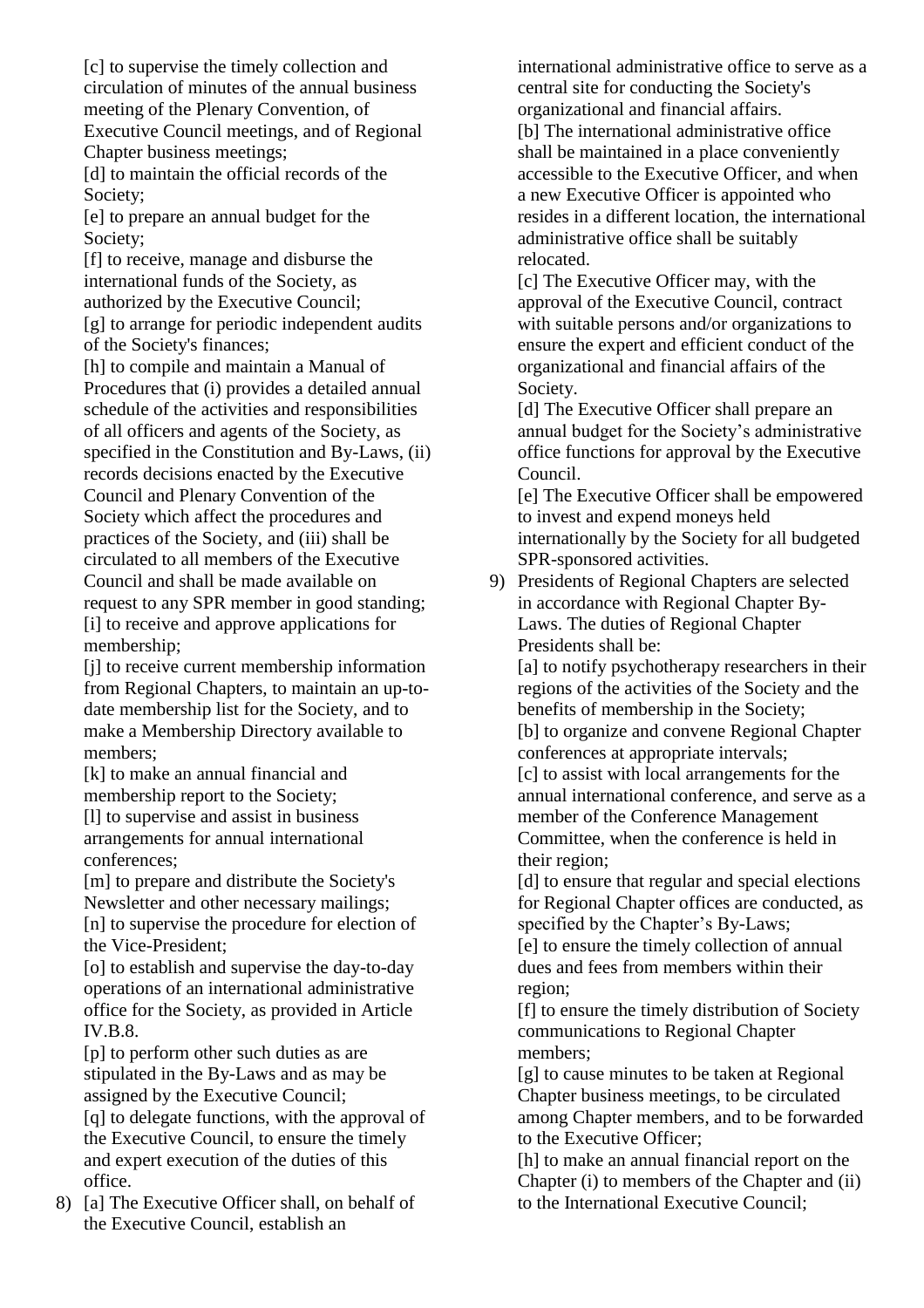[c] to supervise the timely collection and circulation of minutes of the annual business meeting of the Plenary Convention, of Executive Council meetings, and of Regional Chapter business meetings;
[d] to maintain the official records of the Society;
[e] to prepare an annual budget for the Society;
[f] to receive, manage and disburse the international funds of the Society, as authorized by the Executive Council;
[g] to arrange for periodic independent audits of the Society's finances;
[h] to compile and maintain a Manual of Procedures that (i) provides a detailed annual schedule of the activities and responsibilities of all officers and agents of the Society, as specified in the Constitution and By-Laws, (ii) records decisions enacted by the Executive Council and Plenary Convention of the Society which affect the procedures and practices of the Society, and (iii) shall be circulated to all members of the Executive Council and shall be made available on request to any SPR member in good standing;
[i] to receive and approve applications for membership;
[j] to receive current membership information from Regional Chapters, to maintain an up-to-date membership list for the Society, and to make a Membership Directory available to members;
[k] to make an annual financial and membership report to the Society;
[l] to supervise and assist in business arrangements for annual international conferences;
[m] to prepare and distribute the Society's Newsletter and other necessary mailings;
[n] to supervise the procedure for election of the Vice-President;
[o] to establish and supervise the day-to-day operations of an international administrative office for the Society, as provided in Article IV.B.8.
[p] to perform other such duties as are stipulated in the By-Laws and as may be assigned by the Executive Council;
[q] to delegate functions, with the approval of the Executive Council, to ensure the timely and expert execution of the duties of this office.

8) [a] The Executive Officer shall, on behalf of the Executive Council, establish an international administrative office to serve as a central site for conducting the Society's organizational and financial affairs.
[b] The international administrative office shall be maintained in a place conveniently accessible to the Executive Officer, and when a new Executive Officer is appointed who resides in a different location, the international administrative office shall be suitably relocated.
[c] The Executive Officer may, with the approval of the Executive Council, contract with suitable persons and/or organizations to ensure the expert and efficient conduct of the organizational and financial affairs of the Society.
[d] The Executive Officer shall prepare an annual budget for the Society's administrative office functions for approval by the Executive Council.
[e] The Executive Officer shall be empowered to invest and expend moneys held internationally by the Society for all budgeted SPR-sponsored activities.

9) Presidents of Regional Chapters are selected in accordance with Regional Chapter By-Laws. The duties of Regional Chapter Presidents shall be:
[a] to notify psychotherapy researchers in their regions of the activities of the Society and the benefits of membership in the Society;
[b] to organize and convene Regional Chapter conferences at appropriate intervals;
[c] to assist with local arrangements for the annual international conference, and serve as a member of the Conference Management Committee, when the conference is held in their region;
[d] to ensure that regular and special elections for Regional Chapter offices are conducted, as specified by the Chapter's By-Laws;
[e] to ensure the timely collection of annual dues and fees from members within their region;
[f] to ensure the timely distribution of Society communications to Regional Chapter members;
[g] to cause minutes to be taken at Regional Chapter business meetings, to be circulated among Chapter members, and to be forwarded to the Executive Officer;
[h] to make an annual financial report on the Chapter (i) to members of the Chapter and (ii) to the International Executive Council;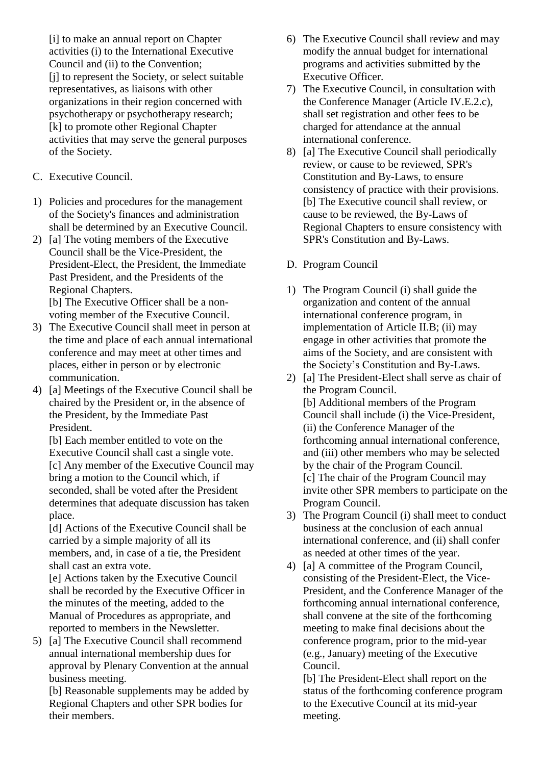[i] to make an annual report on Chapter activities (i) to the International Executive Council and (ii) to the Convention;
[j] to represent the Society, or select suitable representatives, as liaisons with other organizations in their region concerned with psychotherapy or psychotherapy research;
[k] to promote other Regional Chapter activities that may serve the general purposes of the Society.

C. Executive Council.

1) Policies and procedures for the management of the Society's finances and administration shall be determined by an Executive Council.
2) [a] The voting members of the Executive Council shall be the Vice-President, the President-Elect, the President, the Immediate Past President, and the Presidents of the Regional Chapters.
[b] The Executive Officer shall be a non-voting member of the Executive Council.
3) The Executive Council shall meet in person at the time and place of each annual international conference and may meet at other times and places, either in person or by electronic communication.
4) [a] Meetings of the Executive Council shall be chaired by the President or, in the absence of the President, by the Immediate Past President.
[b] Each member entitled to vote on the Executive Council shall cast a single vote.
[c] Any member of the Executive Council may bring a motion to the Council which, if seconded, shall be voted after the President determines that adequate discussion has taken place.
[d] Actions of the Executive Council shall be carried by a simple majority of all its members, and, in case of a tie, the President shall cast an extra vote.
[e] Actions taken by the Executive Council shall be recorded by the Executive Officer in the minutes of the meeting, added to the Manual of Procedures as appropriate, and reported to members in the Newsletter.
5) [a] The Executive Council shall recommend annual international membership dues for approval by Plenary Convention at the annual business meeting.
[b] Reasonable supplements may be added by Regional Chapters and other SPR bodies for their members.
6) The Executive Council shall review and may modify the annual budget for international programs and activities submitted by the Executive Officer.
7) The Executive Council, in consultation with the Conference Manager (Article IV.E.2.c), shall set registration and other fees to be charged for attendance at the annual international conference.
8) [a] The Executive Council shall periodically review, or cause to be reviewed, SPR's Constitution and By-Laws, to ensure consistency of practice with their provisions.
[b] The Executive council shall review, or cause to be reviewed, the By-Laws of Regional Chapters to ensure consistency with SPR's Constitution and By-Laws.

D. Program Council

1) The Program Council (i) shall guide the organization and content of the annual international conference program, in implementation of Article II.B; (ii) may engage in other activities that promote the aims of the Society, and are consistent with the Society's Constitution and By-Laws.
2) [a] The President-Elect shall serve as chair of the Program Council.
[b] Additional members of the Program Council shall include (i) the Vice-President, (ii) the Conference Manager of the forthcoming annual international conference, and (iii) other members who may be selected by the chair of the Program Council.
[c] The chair of the Program Council may invite other SPR members to participate on the Program Council.
3) The Program Council (i) shall meet to conduct business at the conclusion of each annual international conference, and (ii) shall confer as needed at other times of the year.
4) [a] A committee of the Program Council, consisting of the President-Elect, the Vice-President, and the Conference Manager of the forthcoming annual international conference, shall convene at the site of the forthcoming meeting to make final decisions about the conference program, prior to the mid-year (e.g., January) meeting of the Executive Council.
[b] The President-Elect shall report on the status of the forthcoming conference program to the Executive Council at its mid-year meeting.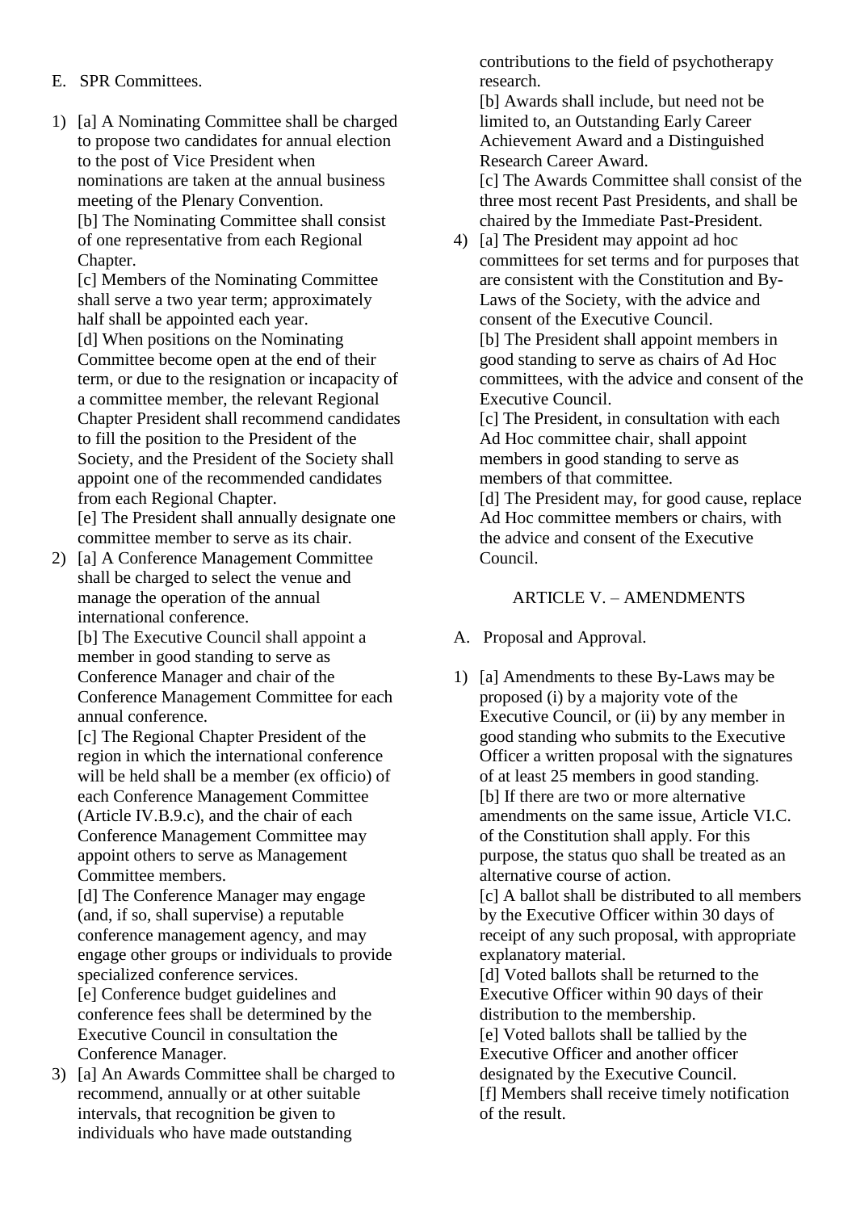E. SPR Committees.

1) [a] A Nominating Committee shall be charged to propose two candidates for annual election to the post of Vice President when nominations are taken at the annual business meeting of the Plenary Convention.
[b] The Nominating Committee shall consist of one representative from each Regional Chapter.
[c] Members of the Nominating Committee shall serve a two year term; approximately half shall be appointed each year.
[d] When positions on the Nominating Committee become open at the end of their term, or due to the resignation or incapacity of a committee member, the relevant Regional Chapter President shall recommend candidates to fill the position to the President of the Society, and the President of the Society shall appoint one of the recommended candidates from each Regional Chapter.
[e] The President shall annually designate one committee member to serve as its chair.
2) [a] A Conference Management Committee shall be charged to select the venue and manage the operation of the annual international conference.
[b] The Executive Council shall appoint a member in good standing to serve as Conference Manager and chair of the Conference Management Committee for each annual conference.
[c] The Regional Chapter President of the region in which the international conference will be held shall be a member (ex officio) of each Conference Management Committee (Article IV.B.9.c), and the chair of each Conference Management Committee may appoint others to serve as Management Committee members.
[d] The Conference Manager may engage (and, if so, shall supervise) a reputable conference management agency, and may engage other groups or individuals to provide specialized conference services.
[e] Conference budget guidelines and conference fees shall be determined by the Executive Council in consultation the Conference Manager.
3) [a] An Awards Committee shall be charged to recommend, annually or at other suitable intervals, that recognition be given to individuals who have made outstanding contributions to the field of psychotherapy research.
[b] Awards shall include, but need not be limited to, an Outstanding Early Career Achievement Award and a Distinguished Research Career Award.
[c] The Awards Committee shall consist of the three most recent Past Presidents, and shall be chaired by the Immediate Past-President.
4) [a] The President may appoint ad hoc committees for set terms and for purposes that are consistent with the Constitution and By-Laws of the Society, with the advice and consent of the Executive Council.
[b] The President shall appoint members in good standing to serve as chairs of Ad Hoc committees, with the advice and consent of the Executive Council.
[c] The President, in consultation with each Ad Hoc committee chair, shall appoint members in good standing to serve as members of that committee.
[d] The President may, for good cause, replace Ad Hoc committee members or chairs, with the advice and consent of the Executive Council.

## ARTICLE V. – AMENDMENTS

A. Proposal and Approval.

1) [a] Amendments to these By-Laws may be proposed (i) by a majority vote of the Executive Council, or (ii) by any member in good standing who submits to the Executive Officer a written proposal with the signatures of at least 25 members in good standing.
[b] If there are two or more alternative amendments on the same issue, Article VI.C. of the Constitution shall apply. For this purpose, the status quo shall be treated as an alternative course of action.
[c] A ballot shall be distributed to all members by the Executive Officer within 30 days of receipt of any such proposal, with appropriate explanatory material.
[d] Voted ballots shall be returned to the Executive Officer within 90 days of their distribution to the membership.
[e] Voted ballots shall be tallied by the Executive Officer and another officer designated by the Executive Council.
[f] Members shall receive timely notification of the result.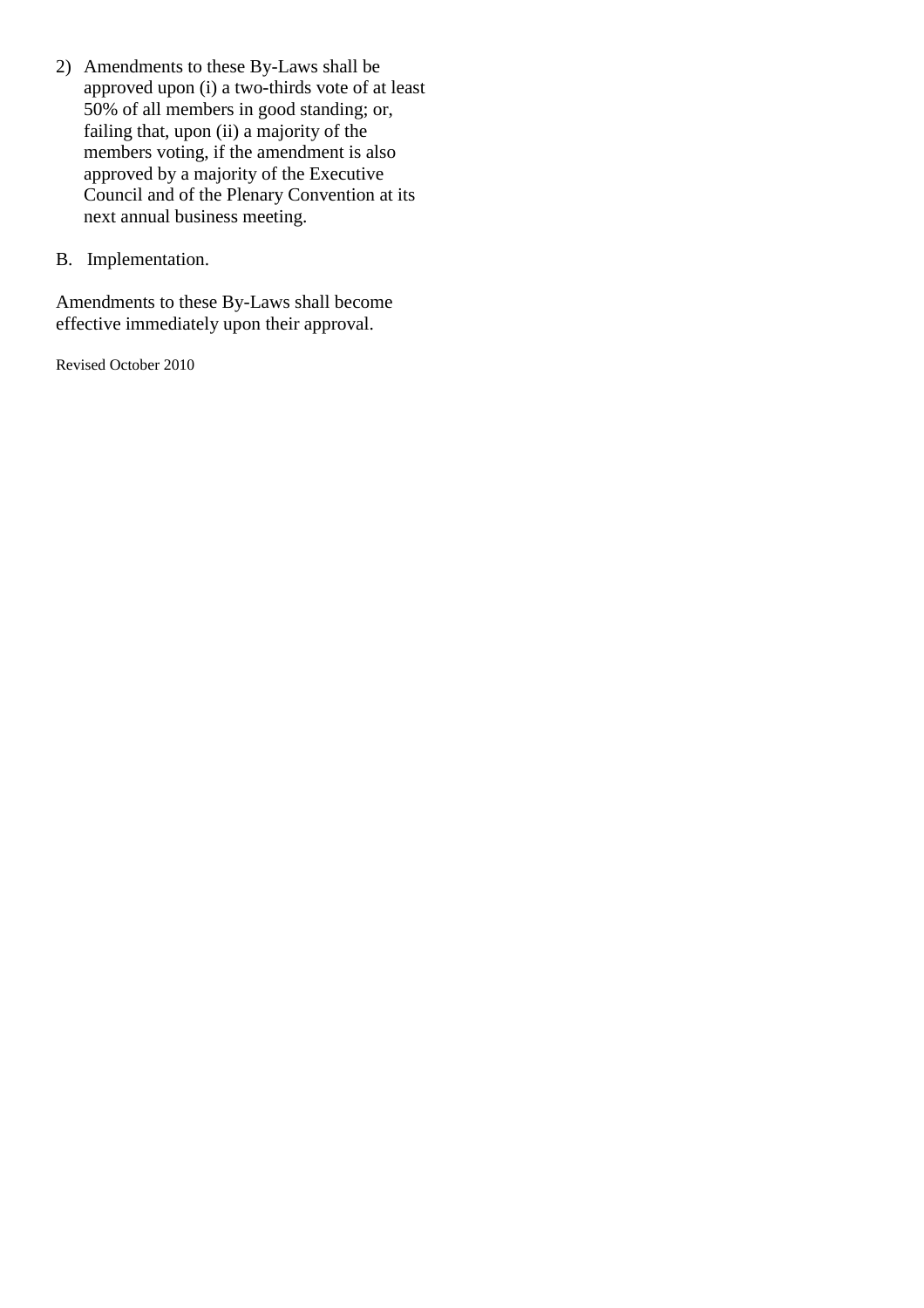2) Amendments to these By-Laws shall be approved upon (i) a two-thirds vote of at least 50% of all members in good standing; or, failing that, upon (ii) a majority of the members voting, if the amendment is also approved by a majority of the Executive Council and of the Plenary Convention at its next annual business meeting.

B. Implementation.

Amendments to these By-Laws shall become effective immediately upon their approval.

Revised October 2010